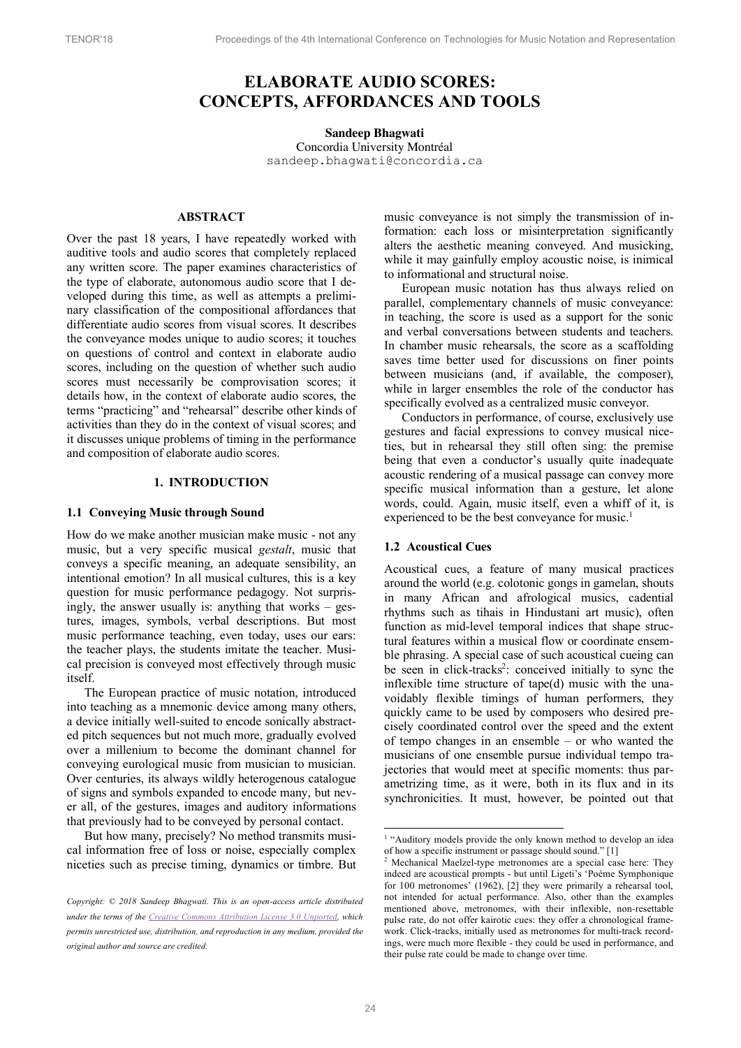# ELABORATE AUDIO SCORES: CONCEPTS, AFFORDANCES AND TOOLS

**Sandeep Bhagwati**
Concordia University Montréal
sandeep.bhagwati@concordia.ca

## ABSTRACT

Over the past 18 years, I have repeatedly worked with auditive tools and audio scores that completely replaced any written score. The paper examines characteristics of the type of elaborate, autonomous audio score that I developed during this time, as well as attempts a preliminary classification of the compositional affordances that differentiate audio scores from visual scores. It describes the conveyance modes unique to audio scores; it touches on questions of control and context in elaborate audio scores, including on the question of whether such audio scores must necessarily be comprovisation scores; it details how, in the context of elaborate audio scores, the terms "practicing" and "rehearsal" describe other kinds of activities than they do in the context of visual scores; and it discusses unique problems of timing in the performance and composition of elaborate audio scores.

## 1. INTRODUCTION

### 1.1 Conveying Music through Sound

How do we make another musician make music - not any music, but a very specific musical *gestalt*, music that conveys a specific meaning, an adequate sensibility, an intentional emotion? In all musical cultures, this is a key question for music performance pedagogy. Not surprisingly, the answer usually is: anything that works – gestures, images, symbols, verbal descriptions. But most music performance teaching, even today, uses our ears: the teacher plays, the students imitate the teacher. Musical precision is conveyed most effectively through music itself.

The European practice of music notation, introduced into teaching as a mnemonic device among many others, a device initially well-suited to encode sonically abstracted pitch sequences but not much more, gradually evolved over a millenium to become the dominant channel for conveying eurological music from musician to musician. Over centuries, its always wildly heterogenous catalogue of signs and symbols expanded to encode many, but never all, of the gestures, images and auditory informations that previously had to be conveyed by personal contact.

But how many, precisely? No method transmits musical information free of loss or noise, especially complex niceties such as precise timing, dynamics or timbre. But music conveyance is not simply the transmission of information: each loss or misinterpretation significantly alters the aesthetic meaning conveyed. And musicking, while it may gainfully employ acoustic noise, is inimical to informational and structural noise.

European music notation has thus always relied on parallel, complementary channels of music conveyance: in teaching, the score is used as a support for the sonic and verbal conversations between students and teachers. In chamber music rehearsals, the score as a scaffolding saves time better used for discussions on finer points between musicians (and, if available, the composer), while in larger ensembles the role of the conductor has specifically evolved as a centralized music conveyor.

Conductors in performance, of course, exclusively use gestures and facial expressions to convey musical niceties, but in rehearsal they still often sing: the premise being that even a conductor's usually quite inadequate acoustic rendering of a musical passage can convey more specific musical information than a gesture, let alone words, could. Again, music itself, even a whiff of it, is experienced to be the best conveyance for music.[1]

### 1.2 Acoustical Cues

Acoustical cues, a feature of many musical practices around the world (e.g. colotonic gongs in gamelan, shouts in many African and afrological musics, cadential rhythms such as tihais in Hindustani art music), often function as mid-level temporal indices that shape structural features within a musical flow or coordinate ensemble phrasing. A special case of such acoustical cueing can be seen in click-tracks[2]: conceived initially to sync the inflexible time structure of tape(d) music with the unavoidably flexible timings of human performers, they quickly came to be used by composers who desired precisely coordinated control over the speed and the extent of tempo changes in an ensemble – or who wanted the musicians of one ensemble pursue individual tempo trajectories that would meet at specific moments: thus parametrizing time, as it were, both in its flux and in its synchronicities. It must, however, be pointed out that

---

[1] "Auditory models provide the only known method to develop an idea of how a specific instrument or passage should sound." [1]

[2] Mechanical Maelzel-type metronomes are a special case here: They indeed are acoustical prompts - but until Ligeti's 'Poème Symphonique for 100 metronomes' (1962), [2] they were primarily a rehearsal tool, not intended for actual performance. Also, other than the examples mentioned above, metronomes, with their inflexible, non-resettable pulse rate, do not offer kairotic cues: they offer a chronological framework. Click-tracks, initially used as metronomes for multi-track recordings, were much more flexible - they could be used in performance, and their pulse rate could be made to change over time.

*Copyright: © 2018 Sandeep Bhagwati. This is an open-access article distributed under the terms of the Creative Commons Attribution License 3.0 Unported, which permits unrestricted use, distribution, and reproduction in any medium, provided the original author and source are credited.*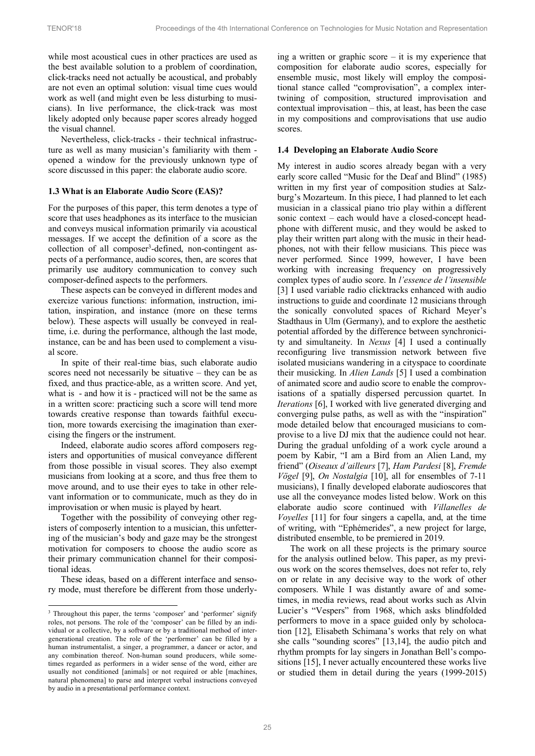while most acoustical cues in other practices are used as the best available solution to a problem of coordination, click-tracks need not actually be acoustical, and probably are not even an optimal solution: visual time cues would work as well (and might even be less disturbing to musicians). In live performance, the click-track was most likely adopted only because paper scores already hogged the visual channel.

Nevertheless, click-tracks - their technical infrastructure as well as many musician's familiarity with them - opened a window for the previously unknown type of score discussed in this paper: the elaborate audio score.

### 1.3 What is an Elaborate Audio Score (EAS)?

For the purposes of this paper, this term denotes a type of score that uses headphones as its interface to the musician and conveys musical information primarily via acoustical messages. If we accept the definition of a score as the collection of all composer[3]-defined, non-contingent aspects of a performance, audio scores, then, are scores that primarily use auditory communication to convey such composer-defined aspects to the performers.

These aspects can be conveyed in different modes and exercize various functions: information, instruction, imitation, inspiration, and instance (more on these terms below). These aspects will usually be conveyed in real-time, i.e. during the performance, although the last mode, instance, can be and has been used to complement a visual score.

In spite of their real-time bias, such elaborate audio scores need not necessarily be situative – they can be as fixed, and thus practice-able, as a written score. And yet, what is - and how it is - practiced will not be the same as in a written score: practicing such a score will tend more towards creative response than towards faithful execution, more towards exercising the imagination than exercising the fingers or the instrument.

Indeed, elaborate audio scores afford composers registers and opportunities of musical conveyance different from those possible in visual scores. They also exempt musicians from looking at a score, and thus free them to move around, and to use their eyes to take in other relevant information or to communicate, much as they do in improvisation or when music is played by heart.

Together with the possibility of conveying other registers of composerly intention to a musician, this unfettering of the musician's body and gaze may be the strongest motivation for composers to choose the audio score as their primary communication channel for their compositional ideas.

These ideas, based on a different interface and sensory mode, must therefore be different from those underlying a written or graphic score – it is my experience that composition for elaborate audio scores, especially for ensemble music, most likely will employ the compositional stance called "comprovisation", a complex intertwining of composition, structured improvisation and contextual improvisation – this, at least, has been the case in my compositions and comprovisations that use audio scores.

### 1.4 Developing an Elaborate Audio Score

My interest in audio scores already began with a very early score called "Music for the Deaf and Blind" (1985) written in my first year of composition studies at Salzburg's Mozarteum. In this piece, I had planned to let each musician in a classical piano trio play within a different sonic context – each would have a closed-concept headphone with different music, and they would be asked to play their written part along with the music in their headphones, not with their fellow musicians. This piece was never performed. Since 1999, however, I have been working with increasing frequency on progressively complex types of audio score. In *l'essence de l'insensible* [3] I used variable radio clicktracks enhanced with audio instructions to guide and coordinate 12 musicians through the sonically convoluted spaces of Richard Meyer's Stadthaus in Ulm (Germany), and to explore the aesthetic potential afforded by the difference between synchronicity and simultaneity. In *Nexus* [4] I used a continually reconfiguring live transmission network between five isolated musicians wandering in a cityspace to coordinate their musicking. In *Alien Lands* [5] I used a combination of animated score and audio score to enable the comprovisations of a spatially dispersed percussion quartet. In *Iterations* [6], I worked with live generated diverging and converging pulse paths, as well as with the "inspiration" mode detailed below that encouraged musicians to comprovise to a live DJ mix that the audience could not hear. During the gradual unfolding of a work cycle around a poem by Kabir, "I am a Bird from an Alien Land, my friend" (*Oiseaux d'ailleurs* [7], *Ham Pardesi* [8], *Fremde Vögel* [9], *On Nostalgia* [10], all for ensembles of 7-11 musicians), I finally developed elaborate audioscores that use all the conveyance modes listed below. Work on this elaborate audio score continued with *Villanelles de Voyelles* [11] for four singers a capella, and, at the time of writing, with "Ephémerides", a new project for large, distributed ensemble, to be premiered in 2019.

The work on all these projects is the primary source for the analysis outlined below. This paper, as my previous work on the scores themselves, does not refer to, rely on or relate in any decisive way to the work of other composers. While I was distantly aware of and sometimes, in media reviews, read about works such as Alvin Lucier's "Vespers" from 1968, which asks blindfolded performers to move in a space guided only by scholocation [12], Elisabeth Schimana's works that rely on what she calls "sounding scores" [13,14], the audio pitch and rhythm prompts for lay singers in Jonathan Bell's compositions [15], I never actually encountered these works live or studied them in detail during the years (1999-2015)

[3] Throughout this paper, the terms 'composer' and 'performer' signify roles, not persons. The role of the 'composer' can be filled by an individual or a collective, by a software or by a traditional method of intergenerational creation. The role of the 'performer' can be filled by a human instrumentalist, a singer, a programmer, a dancer or actor, and any combination thereof. Non-human sound producers, while sometimes regarded as performers in a wider sense of the word, either are usually not conditioned [animals] or not required or able [machines, natural phenomena] to parse and interpret verbal instructions conveyed by audio in a presentational performance context.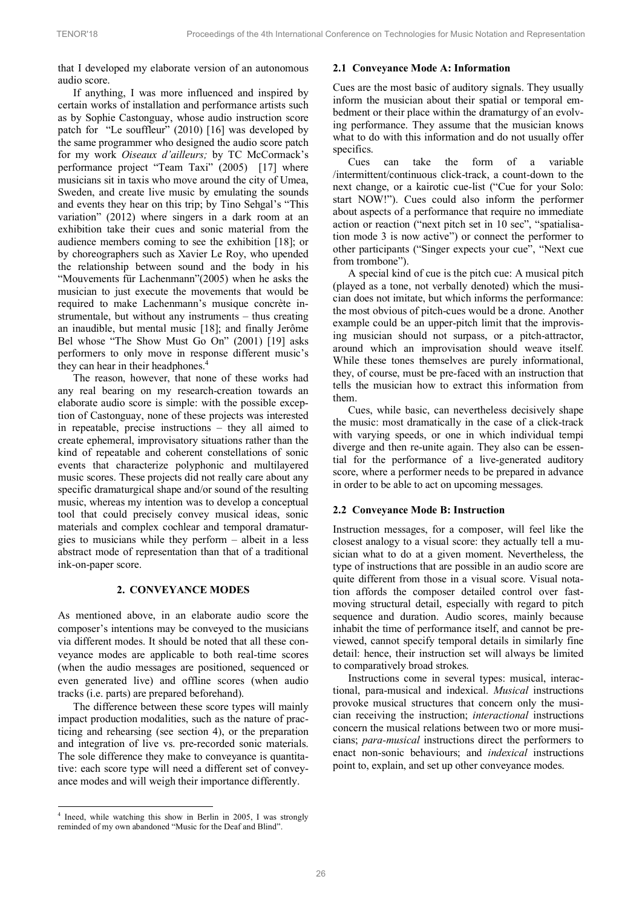that I developed my elaborate version of an autonomous audio score.

If anything, I was more influenced and inspired by certain works of installation and performance artists such as by Sophie Castonguay, whose audio instruction score patch for "Le souffleur" (2010) [16] was developed by the same programmer who designed the audio score patch for my work *Oiseaux d'ailleurs;* by TC McCormack's performance project "Team Taxi" (2005) [17] where musicians sit in taxis who move around the city of Umea, Sweden, and create live music by emulating the sounds and events they hear on this trip; by Tino Sehgal's "This variation" (2012) where singers in a dark room at an exhibition take their cues and sonic material from the audience members coming to see the exhibition [18]; or by choreographers such as Xavier Le Roy, who upended the relationship between sound and the body in his "Mouvements für Lachenmann"(2005) when he asks the musician to just execute the movements that would be required to make Lachenmann's musique concrète instrumentale, but without any instruments – thus creating an inaudible, but mental music [18]; and finally Jerôme Bel whose "The Show Must Go On" (2001) [19] asks performers to only move in response different music's they can hear in their headphones.[4]

The reason, however, that none of these works had any real bearing on my research-creation towards an elaborate audio score is simple: with the possible exception of Castonguay, none of these projects was interested in repeatable, precise instructions – they all aimed to create ephemeral, improvisatory situations rather than the kind of repeatable and coherent constellations of sonic events that characterize polyphonic and multilayered music scores. These projects did not really care about any specific dramaturgical shape and/or sound of the resulting music, whereas my intention was to develop a conceptual tool that could precisely convey musical ideas, sonic materials and complex cochlear and temporal dramaturgies to musicians while they perform – albeit in a less abstract mode of representation than that of a traditional ink-on-paper score.

## 2. CONVEYANCE MODES

As mentioned above, in an elaborate audio score the composer's intentions may be conveyed to the musicians via different modes. It should be noted that all these conveyance modes are applicable to both real-time scores (when the audio messages are positioned, sequenced or even generated live) and offline scores (when audio tracks (i.e. parts) are prepared beforehand).

The difference between these score types will mainly impact production modalities, such as the nature of practicing and rehearsing (see section 4), or the preparation and integration of live vs. pre-recorded sonic materials. The sole difference they make to conveyance is quantitative: each score type will need a different set of conveyance modes and will weigh their importance differently.

[4] Ineed, while watching this show in Berlin in 2005, I was strongly reminded of my own abandoned "Music for the Deaf and Blind".

### 2.1 Conveyance Mode A: Information

Cues are the most basic of auditory signals. They usually inform the musician about their spatial or temporal embedment or their place within the dramaturgy of an evolving performance. They assume that the musician knows what to do with this information and do not usually offer specifics.

Cues can take the form of a variable /intermittent/continuous click-track, a count-down to the next change, or a kairotic cue-list ("Cue for your Solo: start NOW!"). Cues could also inform the performer about aspects of a performance that require no immediate action or reaction ("next pitch set in 10 sec", "spatialisation mode 3 is now active") or connect the performer to other participants ("Singer expects your cue", "Next cue from trombone").

A special kind of cue is the pitch cue: A musical pitch (played as a tone, not verbally denoted) which the musician does not imitate, but which informs the performance: the most obvious of pitch-cues would be a drone. Another example could be an upper-pitch limit that the improvising musician should not surpass, or a pitch-attractor, around which an improvisation should weave itself. While these tones themselves are purely informational, they, of course, must be pre-faced with an instruction that tells the musician how to extract this information from them.

Cues, while basic, can nevertheless decisively shape the music: most dramatically in the case of a click-track with varying speeds, or one in which individual tempi diverge and then re-unite again. They also can be essential for the performance of a live-generated auditory score, where a performer needs to be prepared in advance in order to be able to act on upcoming messages.

### 2.2 Conveyance Mode B: Instruction

Instruction messages, for a composer, will feel like the closest analogy to a visual score: they actually tell a musician what to do at a given moment. Nevertheless, the type of instructions that are possible in an audio score are quite different from those in a visual score. Visual notation affords the composer detailed control over fast-moving structural detail, especially with regard to pitch sequence and duration. Audio scores, mainly because inhabit the time of performance itself, and cannot be previewed, cannot specify temporal details in similarly fine detail: hence, their instruction set will always be limited to comparatively broad strokes.

Instructions come in several types: musical, interactional, para-musical and indexical. *Musical* instructions provoke musical structures that concern only the musician receiving the instruction; *interactional* instructions concern the musical relations between two or more musicians; *para-musical* instructions direct the performers to enact non-sonic behaviours; and *indexical* instructions point to, explain, and set up other conveyance modes.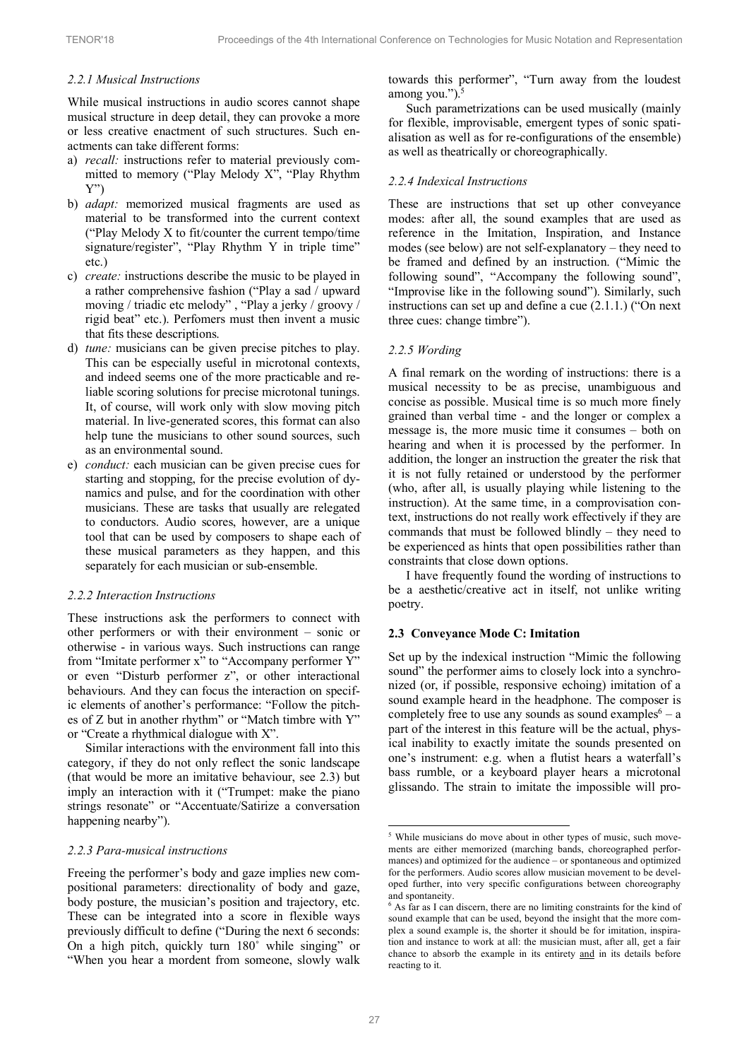#### 2.2.1 Musical Instructions

While musical instructions in audio scores cannot shape musical structure in deep detail, they can provoke a more or less creative enactment of such structures. Such enactments can take different forms:

a) *recall:* instructions refer to material previously committed to memory ("Play Melody X", "Play Rhythm Y")
b) *adapt:* memorized musical fragments are used as material to be transformed into the current context ("Play Melody X to fit/counter the current tempo/time signature/register", "Play Rhythm Y in triple time" etc.)
c) *create:* instructions describe the music to be played in a rather comprehensive fashion ("Play a sad / upward moving / triadic etc melody" , "Play a jerky / groovy / rigid beat" etc.). Perfomers must then invent a music that fits these descriptions.
d) *tune:* musicians can be given precise pitches to play. This can be especially useful in microtonal contexts, and indeed seems one of the more practicable and reliable scoring solutions for precise microtonal tunings. It, of course, will work only with slow moving pitch material. In live-generated scores, this format can also help tune the musicians to other sound sources, such as an environmental sound.
e) *conduct:* each musician can be given precise cues for starting and stopping, for the precise evolution of dynamics and pulse, and for the coordination with other musicians. These are tasks that usually are relegated to conductors. Audio scores, however, are a unique tool that can be used by composers to shape each of these musical parameters as they happen, and this separately for each musician or sub-ensemble.

#### 2.2.2 Interaction Instructions

These instructions ask the performers to connect with other performers or with their environment – sonic or otherwise - in various ways. Such instructions can range from "Imitate performer x" to "Accompany performer Y" or even "Disturb performer z", or other interactional behaviours. And they can focus the interaction on specific elements of another's performance: "Follow the pitches of Z but in another rhythm" or "Match timbre with Y" or "Create a rhythmical dialogue with X".

Similar interactions with the environment fall into this category, if they do not only reflect the sonic landscape (that would be more an imitative behaviour, see 2.3) but imply an interaction with it ("Trumpet: make the piano strings resonate" or "Accentuate/Satirize a conversation happening nearby").

#### 2.2.3 Para-musical instructions

Freeing the performer's body and gaze implies new compositional parameters: directionality of body and gaze, body posture, the musician's position and trajectory, etc. These can be integrated into a score in flexible ways previously difficult to define ("During the next 6 seconds: On a high pitch, quickly turn 180˚ while singing" or "When you hear a mordent from someone, slowly walk towards this performer", "Turn away from the loudest among you.").[5]

Such parametrizations can be used musically (mainly for flexible, improvisable, emergent types of sonic spatialisation as well as for re-configurations of the ensemble) as well as theatrically or choreographically.

#### 2.2.4 Indexical Instructions

These are instructions that set up other conveyance modes: after all, the sound examples that are used as reference in the Imitation, Inspiration, and Instance modes (see below) are not self-explanatory – they need to be framed and defined by an instruction. ("Mimic the following sound", "Accompany the following sound", "Improvise like in the following sound"). Similarly, such instructions can set up and define a cue (2.1.1.) ("On next three cues: change timbre").

#### 2.2.5 Wording

A final remark on the wording of instructions: there is a musical necessity to be as precise, unambiguous and concise as possible. Musical time is so much more finely grained than verbal time - and the longer or complex a message is, the more music time it consumes – both on hearing and when it is processed by the performer. In addition, the longer an instruction the greater the risk that it is not fully retained or understood by the performer (who, after all, is usually playing while listening to the instruction). At the same time, in a comprovisation context, instructions do not really work effectively if they are commands that must be followed blindly – they need to be experienced as hints that open possibilities rather than constraints that close down options.

I have frequently found the wording of instructions to be a aesthetic/creative act in itself, not unlike writing poetry.

### 2.3 Conveyance Mode C: Imitation

Set up by the indexical instruction "Mimic the following sound" the performer aims to closely lock into a synchronized (or, if possible, responsive echoing) imitation of a sound example heard in the headphone. The composer is completely free to use any sounds as sound examples[6] – a part of the interest in this feature will be the actual, physical inability to exactly imitate the sounds presented on one's instrument: e.g. when a flutist hears a waterfall's bass rumble, or a keyboard player hears a microtonal glissando. The strain to imitate the impossible will pro-

---

[5] While musicians do move about in other types of music, such movements are either memorized (marching bands, choreographed performances) and optimized for the audience – or spontaneous and optimized for the performers. Audio scores allow musician movement to be developed further, into very specific configurations between choreography and spontaneity.

[6] As far as I can discern, there are no limiting constraints for the kind of sound example that can be used, beyond the insight that the more complex a sound example is, the shorter it should be for imitation, inspiration and instance to work at all: the musician must, after all, get a fair chance to absorb the example in its entirety and in its details before reacting to it.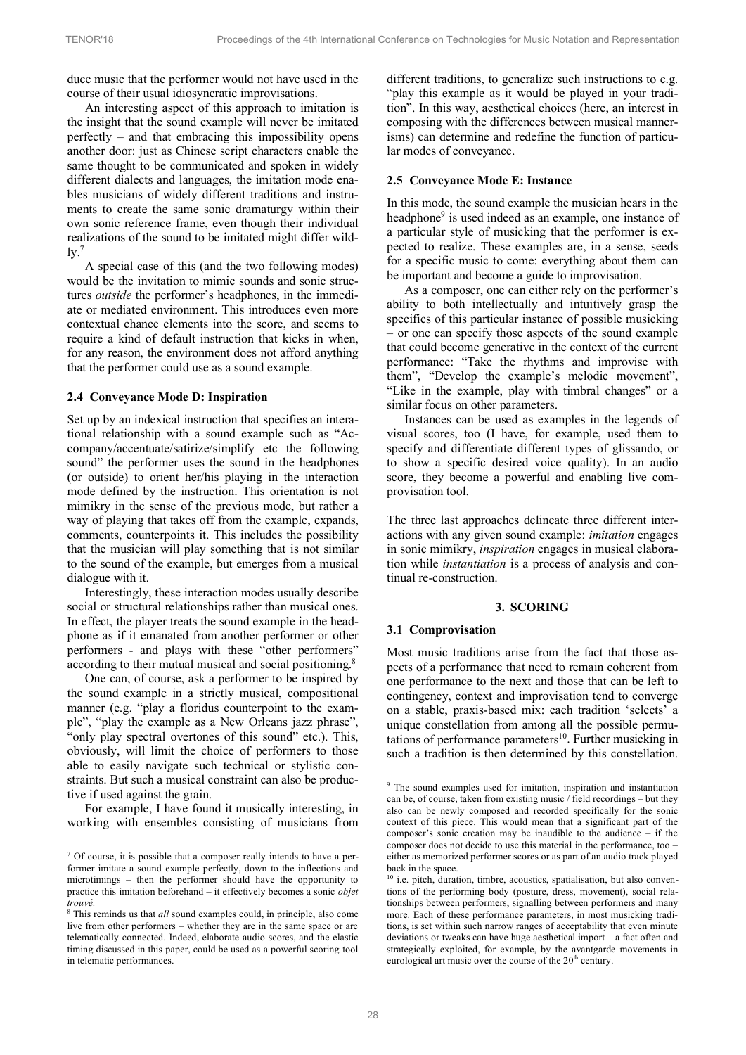duce music that the performer would not have used in the course of their usual idiosyncratic improvisations.

An interesting aspect of this approach to imitation is the insight that the sound example will never be imitated perfectly – and that embracing this impossibility opens another door: just as Chinese script characters enable the same thought to be communicated and spoken in widely different dialects and languages, the imitation mode enables musicians of widely different traditions and instruments to create the same sonic dramaturgy within their own sonic reference frame, even though their individual realizations of the sound to be imitated might differ wildly.[7]

A special case of this (and the two following modes) would be the invitation to mimic sounds and sonic structures *outside* the performer's headphones, in the immediate or mediated environment. This introduces even more contextual chance elements into the score, and seems to require a kind of default instruction that kicks in when, for any reason, the environment does not afford anything that the performer could use as a sound example.

### 2.4 Conveyance Mode D: Inspiration

Set up by an indexical instruction that specifies an interational relationship with a sound example such as "Accompany/accentuate/satirize/simplify etc the following sound" the performer uses the sound in the headphones (or outside) to orient her/his playing in the interaction mode defined by the instruction. This orientation is not mimikry in the sense of the previous mode, but rather a way of playing that takes off from the example, expands, comments, counterpoints it. This includes the possibility that the musician will play something that is not similar to the sound of the example, but emerges from a musical dialogue with it.

Interestingly, these interaction modes usually describe social or structural relationships rather than musical ones. In effect, the player treats the sound example in the headphone as if it emanated from another performer or other performers - and plays with these "other performers" according to their mutual musical and social positioning.[8]

One can, of course, ask a performer to be inspired by the sound example in a strictly musical, compositional manner (e.g. "play a floridus counterpoint to the example", "play the example as a New Orleans jazz phrase", "only play spectral overtones of this sound" etc.). This, obviously, will limit the choice of performers to those able to easily navigate such technical or stylistic constraints. But such a musical constraint can also be productive if used against the grain.

For example, I have found it musically interesting, in working with ensembles consisting of musicians from different traditions, to generalize such instructions to e.g. "play this example as it would be played in your tradition". In this way, aesthetical choices (here, an interest in composing with the differences between musical mannerisms) can determine and redefine the function of particular modes of conveyance.

### 2.5 Conveyance Mode E: Instance

In this mode, the sound example the musician hears in the headphone[9] is used indeed as an example, one instance of a particular style of musicking that the performer is expected to realize. These examples are, in a sense, seeds for a specific music to come: everything about them can be important and become a guide to improvisation.

As a composer, one can either rely on the performer's ability to both intellectually and intuitively grasp the specifics of this particular instance of possible musicking – or one can specify those aspects of the sound example that could become generative in the context of the current performance: "Take the rhythms and improvise with them", "Develop the example's melodic movement", "Like in the example, play with timbral changes" or a similar focus on other parameters.

Instances can be used as examples in the legends of visual scores, too (I have, for example, used them to specify and differentiate different types of glissando, or to show a specific desired voice quality). In an audio score, they become a powerful and enabling live comprovisation tool.

The three last approaches delineate three different interactions with any given sound example: *imitation* engages in sonic mimikry, *inspiration* engages in musical elaboration while *instantiation* is a process of analysis and continual re-construction.

## 3. SCORING

### 3.1 Comprovisation

Most music traditions arise from the fact that those aspects of a performance that need to remain coherent from one performance to the next and those that can be left to contingency, context and improvisation tend to converge on a stable, praxis-based mix: each tradition 'selects' a unique constellation from among all the possible permutations of performance parameters[10]. Further musicking in such a tradition is then determined by this constellation.

---

[7] Of course, it is possible that a composer really intends to have a performer imitate a sound example perfectly, down to the inflections and microtimings – then the performer should have the opportunity to practice this imitation beforehand – it effectively becomes a sonic *objet trouvé.*

[8] This reminds us that *all* sound examples could, in principle, also come live from other performers – whether they are in the same space or are telematically connected. Indeed, elaborate audio scores, and the elastic timing discussed in this paper, could be used as a powerful scoring tool in telematic performances.

[9] The sound examples used for imitation, inspiration and instantiation can be, of course, taken from existing music / field recordings – but they also can be newly composed and recorded specifically for the sonic context of this piece. This would mean that a significant part of the composer's sonic creation may be inaudible to the audience – if the composer does not decide to use this material in the performance, too – either as memorized performer scores or as part of an audio track played back in the space.

[10] i.e. pitch, duration, timbre, acoustics, spatialisation, but also conventions of the performing body (posture, dress, movement), social relationships between performers, signalling between performers and many more. Each of these performance parameters, in most musicking traditions, is set within such narrow ranges of acceptability that even minute deviations or tweaks can have huge aesthetical import – a fact often and strategically exploited, for example, by the avantgarde movements in eurological art music over the course of the 20[th] century.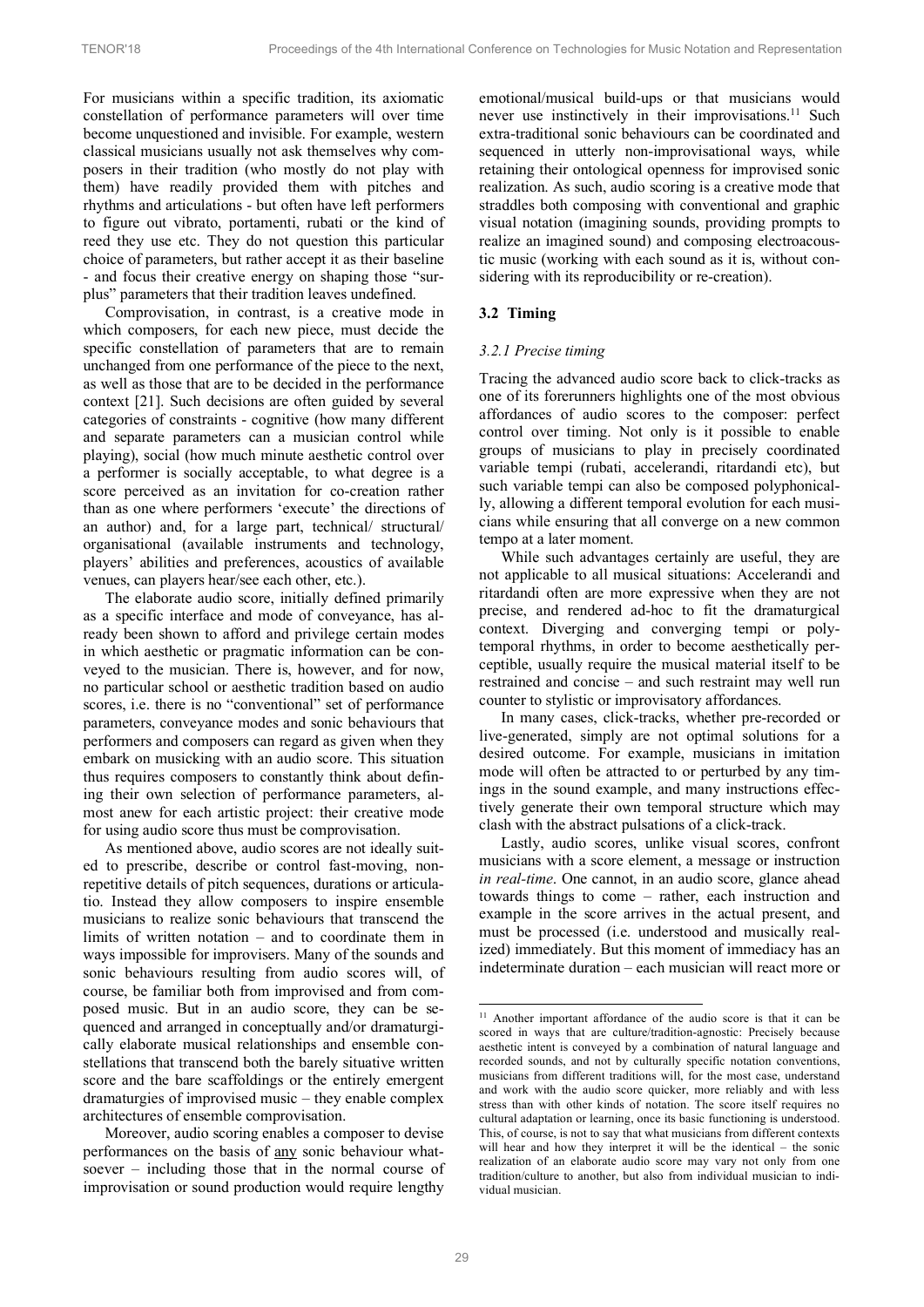For musicians within a specific tradition, its axiomatic constellation of performance parameters will over time become unquestioned and invisible. For example, western classical musicians usually not ask themselves why composers in their tradition (who mostly do not play with them) have readily provided them with pitches and rhythms and articulations - but often have left performers to figure out vibrato, portamenti, rubati or the kind of reed they use etc. They do not question this particular choice of parameters, but rather accept it as their baseline - and focus their creative energy on shaping those "surplus" parameters that their tradition leaves undefined.

Comprovisation, in contrast, is a creative mode in which composers, for each new piece, must decide the specific constellation of parameters that are to remain unchanged from one performance of the piece to the next, as well as those that are to be decided in the performance context [21]. Such decisions are often guided by several categories of constraints - cognitive (how many different and separate parameters can a musician control while playing), social (how much minute aesthetic control over a performer is socially acceptable, to what degree is a score perceived as an invitation for co-creation rather than as one where performers 'execute' the directions of an author) and, for a large part, technical/ structural/ organisational (available instruments and technology, players' abilities and preferences, acoustics of available venues, can players hear/see each other, etc.).

The elaborate audio score, initially defined primarily as a specific interface and mode of conveyance, has already been shown to afford and privilege certain modes in which aesthetic or pragmatic information can be conveyed to the musician. There is, however, and for now, no particular school or aesthetic tradition based on audio scores, i.e. there is no "conventional" set of performance parameters, conveyance modes and sonic behaviours that performers and composers can regard as given when they embark on musicking with an audio score. This situation thus requires composers to constantly think about defining their own selection of performance parameters, almost anew for each artistic project: their creative mode for using audio score thus must be comprovisation.

As mentioned above, audio scores are not ideally suited to prescribe, describe or control fast-moving, non-repetitive details of pitch sequences, durations or articulatio. Instead they allow composers to inspire ensemble musicians to realize sonic behaviours that transcend the limits of written notation – and to coordinate them in ways impossible for improvisers. Many of the sounds and sonic behaviours resulting from audio scores will, of course, be familiar both from improvised and from composed music. But in an audio score, they can be sequenced and arranged in conceptually and/or dramaturgically elaborate musical relationships and ensemble constellations that transcend both the barely situative written score and the bare scaffoldings or the entirely emergent dramaturgies of improvised music – they enable complex architectures of ensemble comprovisation.

Moreover, audio scoring enables a composer to devise performances on the basis of any sonic behaviour whatsoever – including those that in the normal course of improvisation or sound production would require lengthy emotional/musical build-ups or that musicians would never use instinctively in their improvisations.[11] Such extra-traditional sonic behaviours can be coordinated and sequenced in utterly non-improvisational ways, while retaining their ontological openness for improvised sonic realization. As such, audio scoring is a creative mode that straddles both composing with conventional and graphic visual notation (imagining sounds, providing prompts to realize an imagined sound) and composing electroacoustic music (working with each sound as it is, without considering with its reproducibility or re-creation).

### 3.2 Timing

#### *3.2.1 Precise timing*

Tracing the advanced audio score back to click-tracks as one of its forerunners highlights one of the most obvious affordances of audio scores to the composer: perfect control over timing. Not only is it possible to enable groups of musicians to play in precisely coordinated variable tempi (rubati, accelerandi, ritardandi etc), but such variable tempi can also be composed polyphonically, allowing a different temporal evolution for each musicians while ensuring that all converge on a new common tempo at a later moment.

While such advantages certainly are useful, they are not applicable to all musical situations: Accelerandi and ritardandi often are more expressive when they are not precise, and rendered ad-hoc to fit the dramaturgical context. Diverging and converging tempi or polytemporal rhythms, in order to become aesthetically perceptible, usually require the musical material itself to be restrained and concise – and such restraint may well run counter to stylistic or improvisatory affordances.

In many cases, click-tracks, whether pre-recorded or live-generated, simply are not optimal solutions for a desired outcome. For example, musicians in imitation mode will often be attracted to or perturbed by any timings in the sound example, and many instructions effectively generate their own temporal structure which may clash with the abstract pulsations of a click-track.

Lastly, audio scores, unlike visual scores, confront musicians with a score element, a message or instruction *in real-time*. One cannot, in an audio score, glance ahead towards things to come – rather, each instruction and example in the score arrives in the actual present, and must be processed (i.e. understood and musically realized) immediately. But this moment of immediacy has an indeterminate duration – each musician will react more or

[11] Another important affordance of the audio score is that it can be scored in ways that are culture/tradition-agnostic: Precisely because aesthetic intent is conveyed by a combination of natural language and recorded sounds, and not by culturally specific notation conventions, musicians from different traditions will, for the most case, understand and work with the audio score quicker, more reliably and with less stress than with other kinds of notation. The score itself requires no cultural adaptation or learning, once its basic functioning is understood. This, of course, is not to say that what musicians from different contexts will hear and how they interpret it will be the identical – the sonic realization of an elaborate audio score may vary not only from one tradition/culture to another, but also from individual musician to individual musician.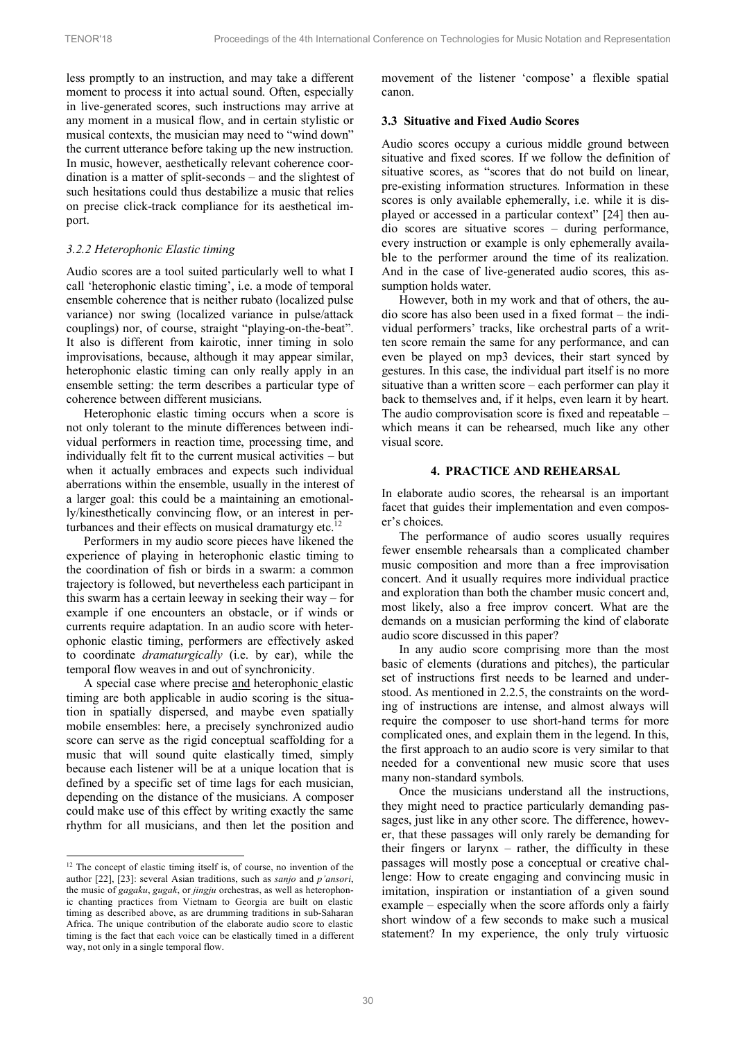less promptly to an instruction, and may take a different moment to process it into actual sound. Often, especially in live-generated scores, such instructions may arrive at any moment in a musical flow, and in certain stylistic or musical contexts, the musician may need to "wind down" the current utterance before taking up the new instruction. In music, however, aesthetically relevant coherence coordination is a matter of split-seconds – and the slightest of such hesitations could thus destabilize a music that relies on precise click-track compliance for its aesthetical import.

#### *3.2.2 Heterophonic Elastic timing*

Audio scores are a tool suited particularly well to what I call 'heterophonic elastic timing', i.e. a mode of temporal ensemble coherence that is neither rubato (localized pulse variance) nor swing (localized variance in pulse/attack couplings) nor, of course, straight "playing-on-the-beat". It also is different from kairotic, inner timing in solo improvisations, because, although it may appear similar, heterophonic elastic timing can only really apply in an ensemble setting: the term describes a particular type of coherence between different musicians.

Heterophonic elastic timing occurs when a score is not only tolerant to the minute differences between individual performers in reaction time, processing time, and individually felt fit to the current musical activities – but when it actually embraces and expects such individual aberrations within the ensemble, usually in the interest of a larger goal: this could be a maintaining an emotionally/kinesthetically convincing flow, or an interest in perturbances and their effects on musical dramaturgy etc.[12]

Performers in my audio score pieces have likened the experience of playing in heterophonic elastic timing to the coordination of fish or birds in a swarm: a common trajectory is followed, but nevertheless each participant in this swarm has a certain leeway in seeking their way – for example if one encounters an obstacle, or if winds or currents require adaptation. In an audio score with heterophonic elastic timing, performers are effectively asked to coordinate *dramaturgically* (i.e. by ear), while the temporal flow weaves in and out of synchronicity.

A special case where precise <u>and</u> heterophonic elastic timing are both applicable in audio scoring is the situation in spatially dispersed, and maybe even spatially mobile ensembles: here, a precisely synchronized audio score can serve as the rigid conceptual scaffolding for a music that will sound quite elastically timed, simply because each listener will be at a unique location that is defined by a specific set of time lags for each musician, depending on the distance of the musicians. A composer could make use of this effect by writing exactly the same rhythm for all musicians, and then let the position and movement of the listener 'compose' a flexible spatial canon.

### 3.3 Situative and Fixed Audio Scores

Audio scores occupy a curious middle ground between situative and fixed scores. If we follow the definition of situative scores, as "scores that do not build on linear, pre-existing information structures. Information in these scores is only available ephemerally, i.e. while it is displayed or accessed in a particular context" [24] then audio scores are situative scores – during performance, every instruction or example is only ephemerally available to the performer around the time of its realization. And in the case of live-generated audio scores, this assumption holds water.

However, both in my work and that of others, the audio score has also been used in a fixed format – the individual performers' tracks, like orchestral parts of a written score remain the same for any performance, and can even be played on mp3 devices, their start synced by gestures. In this case, the individual part itself is no more situative than a written score – each performer can play it back to themselves and, if it helps, even learn it by heart. The audio comprovisation score is fixed and repeatable – which means it can be rehearsed, much like any other visual score.

## 4. PRACTICE AND REHEARSAL

In elaborate audio scores, the rehearsal is an important facet that guides their implementation and even composer's choices.

The performance of audio scores usually requires fewer ensemble rehearsals than a complicated chamber music composition and more than a free improvisation concert. And it usually requires more individual practice and exploration than both the chamber music concert and, most likely, also a free improv concert. What are the demands on a musician performing the kind of elaborate audio score discussed in this paper?

In any audio score comprising more than the most basic of elements (durations and pitches), the particular set of instructions first needs to be learned and understood. As mentioned in 2.2.5, the constraints on the wording of instructions are intense, and almost always will require the composer to use short-hand terms for more complicated ones, and explain them in the legend. In this, the first approach to an audio score is very similar to that needed for a conventional new music score that uses many non-standard symbols.

Once the musicians understand all the instructions, they might need to practice particularly demanding passages, just like in any other score. The difference, however, that these passages will only rarely be demanding for their fingers or larynx – rather, the difficulty in these passages will mostly pose a conceptual or creative challenge: How to create engaging and convincing music in imitation, inspiration or instantiation of a given sound example – especially when the score affords only a fairly short window of a few seconds to make such a musical statement? In my experience, the only truly virtuosic

[12] The concept of elastic timing itself is, of course, no invention of the author [22], [23]: several Asian traditions, such as *sanjo* and *p'ansori*, the music of *gagaku*, *gugak*, or *jingju* orchestras, as well as heterophonic chanting practices from Vietnam to Georgia are built on elastic timing as described above, as are drumming traditions in sub-Saharan Africa. The unique contribution of the elaborate audio score to elastic timing is the fact that each voice can be elastically timed in a different way, not only in a single temporal flow.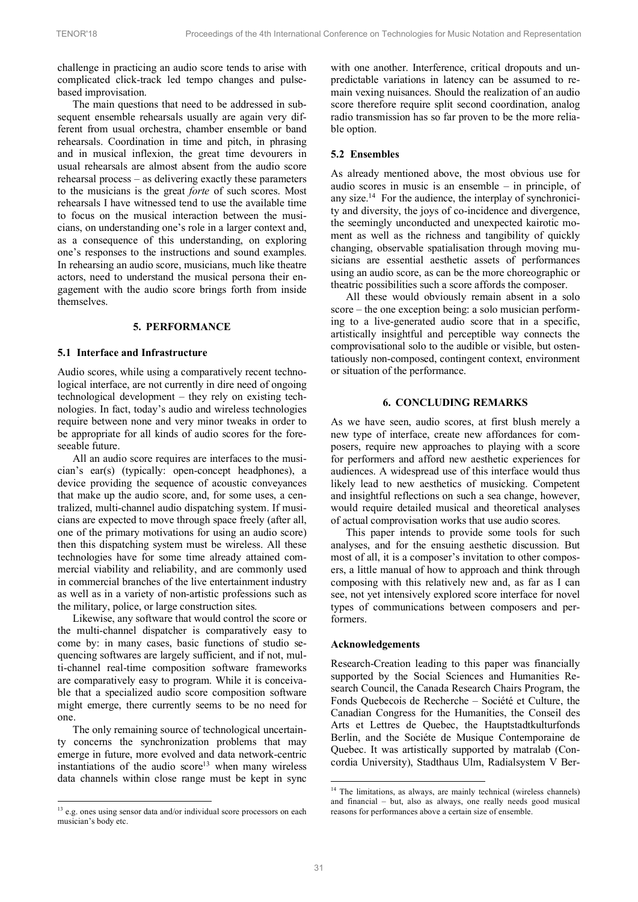challenge in practicing an audio score tends to arise with complicated click-track led tempo changes and pulse-based improvisation.

The main questions that need to be addressed in subsequent ensemble rehearsals usually are again very different from usual orchestra, chamber ensemble or band rehearsals. Coordination in time and pitch, in phrasing and in musical inflexion, the great time devourers in usual rehearsals are almost absent from the audio score rehearsal process – as delivering exactly these parameters to the musicians is the great *forte* of such scores. Most rehearsals I have witnessed tend to use the available time to focus on the musical interaction between the musicians, on understanding one's role in a larger context and, as a consequence of this understanding, on exploring one's responses to the instructions and sound examples. In rehearsing an audio score, musicians, much like theatre actors, need to understand the musical persona their engagement with the audio score brings forth from inside themselves.

## 5. PERFORMANCE

### 5.1 Interface and Infrastructure

Audio scores, while using a comparatively recent technological interface, are not currently in dire need of ongoing technological development – they rely on existing technologies. In fact, today's audio and wireless technologies require between none and very minor tweaks in order to be appropriate for all kinds of audio scores for the foreseeable future.

All an audio score requires are interfaces to the musician's ear(s) (typically: open-concept headphones), a device providing the sequence of acoustic conveyances that make up the audio score, and, for some uses, a centralized, multi-channel audio dispatching system. If musicians are expected to move through space freely (after all, one of the primary motivations for using an audio score) then this dispatching system must be wireless. All these technologies have for some time already attained commercial viability and reliability, and are commonly used in commercial branches of the live entertainment industry as well as in a variety of non-artistic professions such as the military, police, or large construction sites.

Likewise, any software that would control the score or the multi-channel dispatcher is comparatively easy to come by: in many cases, basic functions of studio sequencing softwares are largely sufficient, and if not, multi-channel real-time composition software frameworks are comparatively easy to program. While it is conceivable that a specialized audio score composition software might emerge, there currently seems to be no need for one.

The only remaining source of technological uncertainty concerns the synchronization problems that may emerge in future, more evolved and data network-centric instantiations of the audio score[13] when many wireless data channels within close range must be kept in sync with one another. Interference, critical dropouts and unpredictable variations in latency can be assumed to remain vexing nuisances. Should the realization of an audio score therefore require split second coordination, analog radio transmission has so far proven to be the more reliable option.

### 5.2 Ensembles

As already mentioned above, the most obvious use for audio scores in music is an ensemble – in principle, of any size.[14] For the audience, the interplay of synchronicity and diversity, the joys of co-incidence and divergence, the seemingly unconducted and unexpected kairotic moment as well as the richness and tangibility of quickly changing, observable spatialisation through moving musicians are essential aesthetic assets of performances using an audio score, as can be the more choreographic or theatric possibilities such a score affords the composer.

All these would obviously remain absent in a solo score – the one exception being: a solo musician performing to a live-generated audio score that in a specific, artistically insightful and perceptible way connects the comprovisational solo to the audible or visible, but ostentatiously non-composed, contingent context, environment or situation of the performance.

## 6. CONCLUDING REMARKS

As we have seen, audio scores, at first blush merely a new type of interface, create new affordances for composers, require new approaches to playing with a score for performers and afford new aesthetic experiences for audiences. A widespread use of this interface would thus likely lead to new aesthetics of musicking. Competent and insightful reflections on such a sea change, however, would require detailed musical and theoretical analyses of actual comprovisation works that use audio scores.

This paper intends to provide some tools for such analyses, and for the ensuing aesthetic discussion. But most of all, it is a composer's invitation to other composers, a little manual of how to approach and think through composing with this relatively new and, as far as I can see, not yet intensively explored score interface for novel types of communications between composers and performers.

### Acknowledgements

Research-Creation leading to this paper was financially supported by the Social Sciences and Humanities Research Council, the Canada Research Chairs Program, the Fonds Quebecois de Recherche – Société et Culture, the Canadian Congress for the Humanities, the Conseil des Arts et Lettres de Quebec, the Hauptstadtkulturfonds Berlin, and the Sociéte de Musique Contemporaine de Quebec. It was artistically supported by matralab (Concordia University), Stadthaus Ulm, Radialsystem V Ber-

---

[13] e.g. ones using sensor data and/or individual score processors on each musician's body etc.

[14] The limitations, as always, are mainly technical (wireless channels) and financial – but, also as always, one really needs good musical reasons for performances above a certain size of ensemble.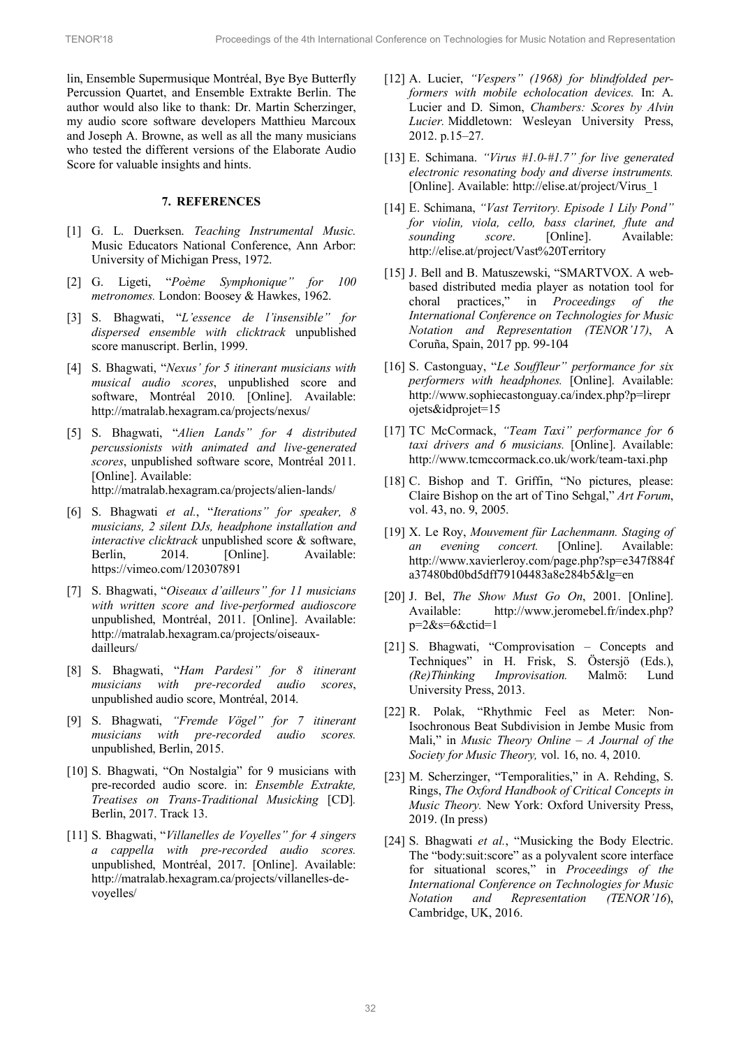lin, Ensemble Supermusique Montréal, Bye Bye Butterfly Percussion Quartet, and Ensemble Extrakte Berlin. The author would also like to thank: Dr. Martin Scherzinger, my audio score software developers Matthieu Marcoux and Joseph A. Browne, as well as all the many musicians who tested the different versions of the Elaborate Audio Score for valuable insights and hints.

## 7. REFERENCES

[1] G. L. Duerksen. *Teaching Instrumental Music.* Music Educators National Conference, Ann Arbor: University of Michigan Press, 1972.

[2] G. Ligeti, "*Poème Symphonique" for 100 metronomes.* London: Boosey & Hawkes, 1962.

[3] S. Bhagwati, "*L'essence de l'insensible" for dispersed ensemble with clicktrack* unpublished score manuscript. Berlin, 1999.

[4] S. Bhagwati, "*Nexus' for 5 itinerant musicians with musical audio scores*, unpublished score and software, Montréal 2010. [Online]. Available: http://matralab.hexagram.ca/projects/nexus/

[5] S. Bhagwati, "*Alien Lands" for 4 distributed percussionists with animated and live-generated scores*, unpublished software score, Montréal 2011. [Online]. Available: http://matralab.hexagram.ca/projects/alien-lands/

[6] S. Bhagwati *et al.*, "*Iterations" for speaker, 8 musicians, 2 silent DJs, headphone installation and interactive clicktrack* unpublished score & software, Berlin, 2014. [Online]. Available: https://vimeo.com/120307891

[7] S. Bhagwati, "*Oiseaux d'ailleurs" for 11 musicians with written score and live-performed audioscore* unpublished, Montréal, 2011. [Online]. Available: http://matralab.hexagram.ca/projects/oiseaux-dailleurs/

[8] S. Bhagwati, "*Ham Pardesi" for 8 itinerant musicians with pre-recorded audio scores*, unpublished audio score, Montréal, 2014.

[9] S. Bhagwati, *"Fremde Vögel" for 7 itinerant musicians with pre-recorded audio scores.* unpublished, Berlin, 2015.

[10] S. Bhagwati, "On Nostalgia" for 9 musicians with pre-recorded audio score. in: *Ensemble Extrakte, Treatises on Trans-Traditional Musicking* [CD]. Berlin, 2017. Track 13.

[11] S. Bhagwati, "*Villanelles de Voyelles" for 4 singers a cappella with pre-recorded audio scores.* unpublished, Montréal, 2017. [Online]. Available: http://matralab.hexagram.ca/projects/villanelles-de-voyelles/

[12] A. Lucier, *"Vespers" (1968) for blindfolded performers with mobile echolocation devices.* In: A. Lucier and D. Simon, *Chambers: Scores by Alvin Lucier.* Middletown: Wesleyan University Press, 2012. p.15–27.

[13] E. Schimana. *"Virus #1.0-#1.7" for live generated electronic resonating body and diverse instruments.* [Online]. Available: http://elise.at/project/Virus_1

[14] E. Schimana, *"Vast Territory. Episode 1 Lily Pond" for violin, viola, cello, bass clarinet, flute and sounding score*. [Online]. Available: http://elise.at/project/Vast%20Territory

[15] J. Bell and B. Matuszewski, "SMARTVOX. A web-based distributed media player as notation tool for choral practices," in *Proceedings of the International Conference on Technologies for Music Notation and Representation (TENOR'17)*, A Coruña, Spain, 2017 pp. 99-104

[16] S. Castonguay, "*Le Souffleur" performance for six performers with headphones.* [Online]. Available: http://www.sophiecastonguay.ca/index.php?p=lireprojets&idprojet=15

[17] TC McCormack, *"Team Taxi" performance for 6 taxi drivers and 6 musicians.* [Online]. Available: http://www.tcmccormack.co.uk/work/team-taxi.php

[18] C. Bishop and T. Griffin, "No pictures, please: Claire Bishop on the art of Tino Sehgal," *Art Forum*, vol. 43, no. 9, 2005.

[19] X. Le Roy, *Mouvement für Lachenmann. Staging of an evening concert.* [Online]. Available: http://www.xavierleroy.com/page.php?sp=e347f884fa37480bd0bd5dff79104483a8e284b5&lg=en

[20] J. Bel, *The Show Must Go On*, 2001. [Online]. Available: http://www.jeromebel.fr/index.php?p=2&s=6&ctid=1

[21] S. Bhagwati, "Comprovisation – Concepts and Techniques" in H. Frisk, S. Östersjö (Eds.), *(Re)Thinking Improvisation.* Malmö: Lund University Press, 2013.

[22] R. Polak, "Rhythmic Feel as Meter: Non-Isochronous Beat Subdivision in Jembe Music from Mali," in *Music Theory Online – A Journal of the Society for Music Theory,* vol. 16, no. 4, 2010.

[23] M. Scherzinger, "Temporalities," in A. Rehding, S. Rings, *The Oxford Handbook of Critical Concepts in Music Theory.* New York: Oxford University Press, 2019. (In press)

[24] S. Bhagwati *et al.*, "Musicking the Body Electric. The "body:suit:score" as a polyvalent score interface for situational scores," in *Proceedings of the International Conference on Technologies for Music Notation and Representation (TENOR'16*), Cambridge, UK, 2016.